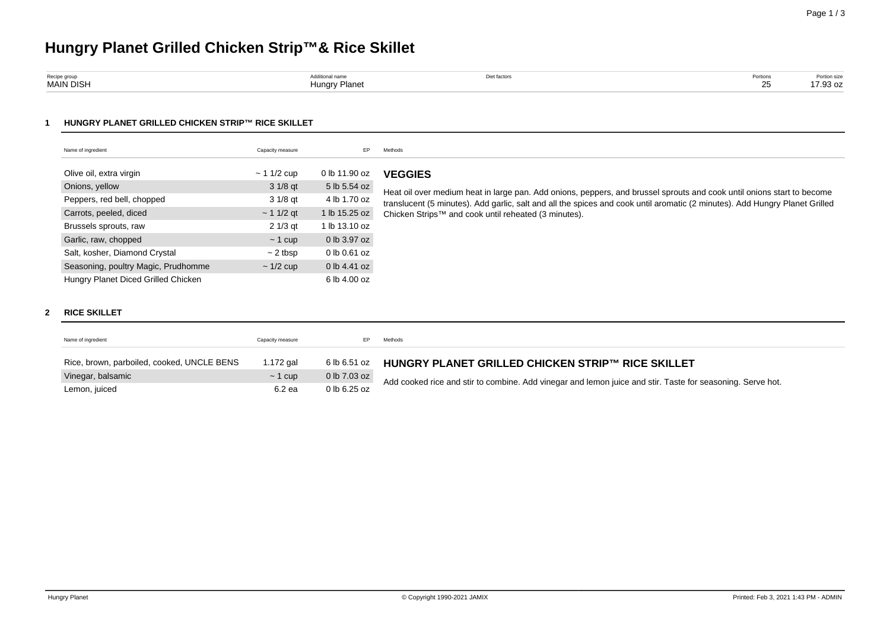# Hungry Planet Grilled Chicken Strip™& Rice Skillet

| Recipe group | Additional name | Diet factors | Portions | Portion size |
|---|---|---|---|---|
| MAIN DISH | Hungry Planet | | 25 | 17.93 oz |

## 1 HUNGRY PLANET GRILLED CHICKEN STRIP™ RICE SKILLET

| Name of ingredient | Capacity measure | EP |
|---|---|---|
| Olive oil, extra virgin | ~ 1 1/2 cup | 0 lb 11.90 oz |
| Onions, yellow | 3 1/8 qt | 5 lb 5.54 oz |
| Peppers, red bell, chopped | 3 1/8 qt | 4 lb 1.70 oz |
| Carrots, peeled, diced | ~ 1 1/2 qt | 1 lb 15.25 oz |
| Brussels sprouts, raw | 2 1/3 qt | 1 lb 13.10 oz |
| Garlic, raw, chopped | ~ 1 cup | 0 lb 3.97 oz |
| Salt, kosher, Diamond Crystal | ~ 2 tbsp | 0 lb 0.61 oz |
| Seasoning, poultry Magic, Prudhomme | ~ 1/2 cup | 0 lb 4.41 oz |
| Hungry Planet Diced Grilled Chicken | | 6 lb 4.00 oz |

**Methods**

### VEGGIES

Heat oil over medium heat in large pan. Add onions, peppers, and brussel sprouts and cook until onions start to become translucent (5 minutes). Add garlic, salt and all the spices and cook until aromatic (2 minutes). Add Hungry Planet Grilled Chicken Strips™ and cook until reheated (3 minutes).

## 2 RICE SKILLET

| Name of ingredient | Capacity measure | EP |
|---|---|---|
| Rice, brown, parboiled, cooked, UNCLE BENS | 1.172 gal | 6 lb 6.51 oz |
| Vinegar, balsamic | ~ 1 cup | 0 lb 7.03 oz |
| Lemon, juiced | 6.2 ea | 0 lb 6.25 oz |

**Methods**

### HUNGRY PLANET GRILLED CHICKEN STRIP™ RICE SKILLET

Add cooked rice and stir to combine. Add vinegar and lemon juice and stir. Taste for seasoning. Serve hot.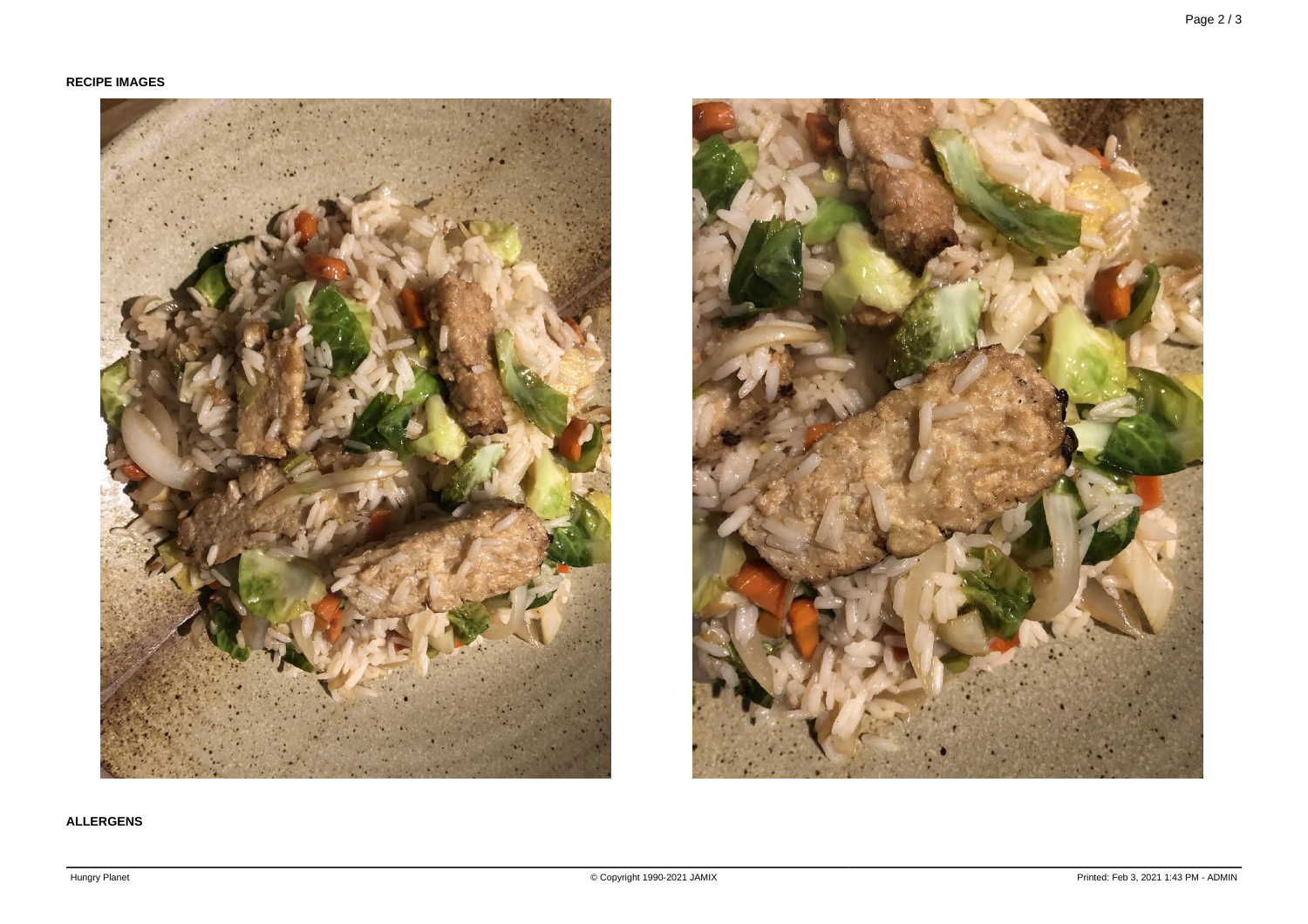**RECIPE IMAGES**

**ALLERGENS**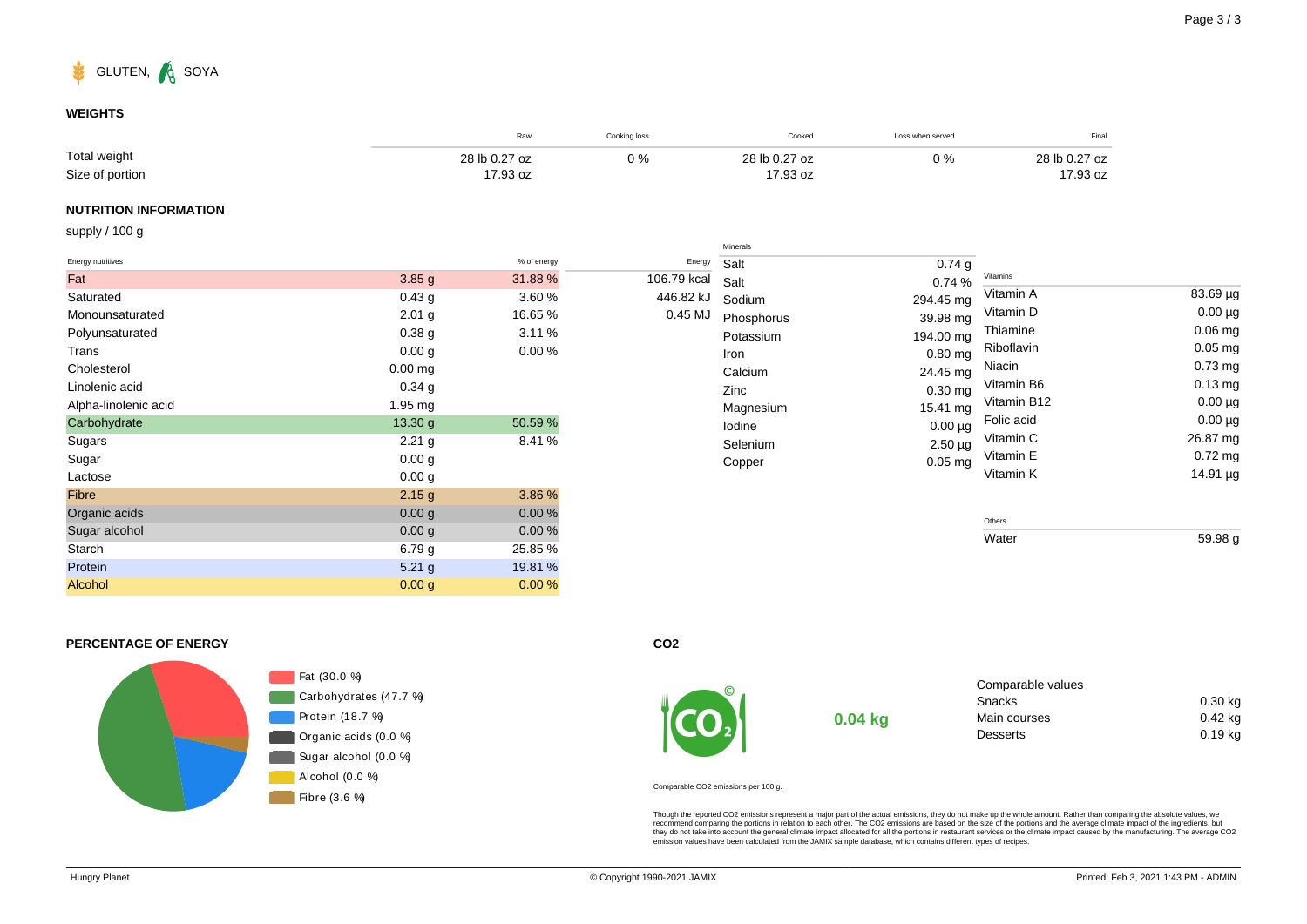GLUTEN, SOYA

## WEIGHTS

| | Raw | Cooking loss | Cooked | Loss when served | Final |
|---|---|---|---|---|---|
| Total weight | 28 lb 0.27 oz | 0 % | 28 lb 0.27 oz | 0 % | 28 lb 0.27 oz |
| Size of portion | 17.93 oz | | 17.93 oz | | 17.93 oz |

## NUTRITION INFORMATION

supply / 100 g

| Energy nutritives | | % of energy |
|---|---|---|
| Fat | 3.85 g | 31.88 % |
| Saturated | 0.43 g | 3.60 % |
| Monounsaturated | 2.01 g | 16.65 % |
| Polyunsaturated | 0.38 g | 3.11 % |
| Trans | 0.00 g | 0.00 % |
| Cholesterol | 0.00 mg | |
| Linolenic acid | 0.34 g | |
| Alpha-linolenic acid | 1.95 mg | |
| Carbohydrate | 13.30 g | 50.59 % |
| Sugars | 2.21 g | 8.41 % |
| Sugar | 0.00 g | |
| Lactose | 0.00 g | |
| Fibre | 2.15 g | 3.86 % |
| Organic acids | 0.00 g | 0.00 % |
| Sugar alcohol | 0.00 g | 0.00 % |
| Starch | 6.79 g | 25.85 % |
| Protein | 5.21 g | 19.81 % |
| Alcohol | 0.00 g | 0.00 % |

| Energy |
|---|
| 106.79 kcal |
| 446.82 kJ |
| 0.45 MJ |

| Minerals | |
|---|---|
| Salt | 0.74 g |
| Salt | 0.74 % |
| Sodium | 294.45 mg |
| Phosphorus | 39.98 mg |
| Potassium | 194.00 mg |
| Iron | 0.80 mg |
| Calcium | 24.45 mg |
| Zinc | 0.30 mg |
| Magnesium | 15.41 mg |
| Iodine | 0.00 µg |
| Selenium | 2.50 µg |
| Copper | 0.05 mg |

| Vitamins | |
|---|---|
| Vitamin A | 83.69 µg |
| Vitamin D | 0.00 µg |
| Thiamine | 0.06 mg |
| Riboflavin | 0.05 mg |
| Niacin | 0.73 mg |
| Vitamin B6 | 0.13 mg |
| Vitamin B12 | 0.00 µg |
| Folic acid | 0.00 µg |
| Vitamin C | 26.87 mg |
| Vitamin E | 0.72 mg |
| Vitamin K | 14.91 µg |

| Others | |
|---|---|
| Water | 59.98 g |

## PERCENTAGE OF ENERGY

Fat (30.0 %)
Carbohydrates (47.7 %)
Protein (18.7 %)
Organic acids (0.0 %)
Sugar alcohol (0.0 %)
Alcohol (0.0 %)
Fibre (3.6 %)

## CO2

0.04 kg

| Comparable values | |
|---|---|
| Snacks | 0.30 kg |
| Main courses | 0.42 kg |
| Desserts | 0.19 kg |

Comparable CO2 emissions per 100 g.

Though the reported CO2 emissions represent a major part of the actual emissions, they do not make up the whole amount. Rather than comparing the absolute values, we recommend comparing the portions in relation to each other. The CO2 emissions are based on the size of the portions and the average climate impact of the ingredients, but they do not take into account the general climate impact allocated for all the portions in restaurant services or the climate impact caused by the manufacturing. The average CO2 emission values have been calculated from the JAMIX sample database, which contains different types of recipes.

Hungry Planet © Copyright 1990-2021 JAMIX Printed: Feb 3, 2021 1:43 PM - ADMIN